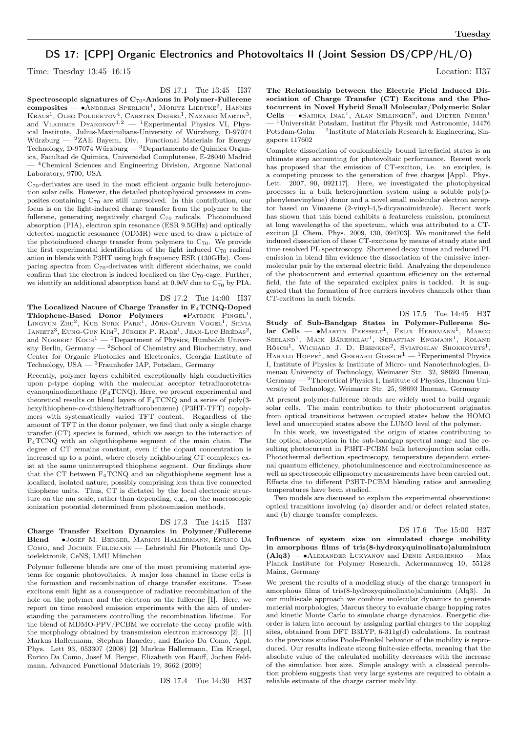## DS 17: [CPP] Organic Electronics and Photovoltaics II (Joint Session DS/CPP/HL/O)

Time: Tuesday 13:45–16:15 Location: H37

DS 17.1 Tue 13:45 H37

**Spectroscopic signatures of $C_{70}$-Anions in Polymer-Fullerene composites** — •Andreas Sperlich[1], Moritz Liedtke[2], Hannes Kraus[1], Oleg Poluektov[4], Carsten Deibel[1], Nazario Martin[3], and Vladimir Dyakonov[1,2] — [1]Experimental Physics VI, Physical Institute, Julius-Maximilians-University of Würzburg, D-97074 Würzburg — [2]ZAE Bayern, Div. Functional Materials for Energy Technology, D-97074 Würzburg — [3]Departamento de Quimica Organica, Facultad de Quimica, Universidad Complutense, E-28040 Madrid — [4]Chemical Sciences and Engineering Division, Argonne National Laboratory, 9700, USA

$C_{70}$-derivates are used in the most efficient organic bulk heterojunction solar cells. However, the detailed photophysical processes in composites containing $C_{70}$ are still unresolved. In this contribution, our focus is on the light-induced charge transfer from the polymer to the fullerene, generating negatively charged $C_{70}$ radicals. Photoinduced absorption (PIA), electron spin resonance (ESR 9.5GHz) and optically detected magnetic resonance (ODMR) were used to draw a picture of the photoinduced charge transfer from polymers to $C_{70}$. We provide the first experimental identification of the light induced $C_{70}$ radical anion in blends with P3HT using high frequency ESR (130GHz). Comparing spectra from $C_{70}$-derivates with different sidechains, we could confirm that the electron is indeed localized on the $C_{70}$-cage. Further, we identify an additional absorption band at 0.9eV due to $C_{70}^{-}$ by PIA.

DS 17.2 Tue 14:00 H37

**The Localized Nature of Charge Transfer in $F_4$TCNQ-Doped Thiophene-Based Donor Polymers** — •Patrick Pingel[1], Lingyun Zhu[2], Kue Surk Park[1], Jörn-Oliver Vogel[1], Silvia Janietz[3], Eung-Gun Kim[2], Jürgen P. Rabe[1], Jean-Luc Brédas[2], and Norbert Koch[1] — [1]Department of Physics, Humboldt University Berlin, Germany — [2]School of Chemistry and Biochemistry, and Center for Organic Photonics and Electronics, Georgia Institute of Technology, USA — [3]Fraunhofer IAP, Potsdam, Germany

Recently, polymer layers exhibited exceptionally high conductivities upon p-type doping with the molecular acceptor tetrafluorotetracyanoquinodimethane ($F_4$TCNQ). Here, we present experimental and theoretical results on blend layers of $F_4$TCNQ and a series of poly(3-hexylthiophene-*co*-dithienyltetrafluorobenzene) (P3HT-TFT) copolymers with systematically varied TFT content. Regardless of the amount of TFT in the donor polymer, we find that only a single charge transfer (CT) species is formed, which we assign to the interaction of $F_4$TCNQ with an oligothiophene segment of the main chain. The degree of CT remains constant, even if the dopant concentration is increased up to a point, where closely neighbouring CT complexes exist at the same uninterrupted thiophene segment. Our findings show that the CT between $F_4$TCNQ and an oligothiophene segment has a localized, isolated nature, possibly comprising less than five connected thiophene units. Thus, CT is dictated by the local electronic structure on the nm scale, rather than depending, e.g., on the macroscopic ionization potential determined from photoemission methods.

DS 17.3 Tue 14:15 H37

**Charge Transfer Exciton Dynamics in Polymer/Fullerene Blend** — •Josef M. Berger, Markus Hallermann, Enrico Da Como, and Jochen Feldmann — Lehrstuhl für Photonik und Optoelektronik, CeNS, LMU München

Polymer fullerene blends are one of the most promising material systems for organic photovoltaics. A major loss channel in these cells is the formation and recombination of charge transfer excitons. These excitons emit light as a consequence of radiative recombination of the hole on the polymer and the electron on the fullerene [1]. Here, we report on time resolved emission experiments with the aim of understanding the parameters controlling the recombination lifetime. For the blend of MDMO-PPV/PCBM we correlate the decay profile with the morphology obtained by transmission electron microscopy [2]. [1] Markus Hallermann, Stephan Haneder, and Enrico Da Como, Appl. Phys. Lett 93, 053307 (2008) [2] Markus Hallermann, Ilka Kriegel, Enrico Da Como, Josef M. Berger, Elizabeth von Hauff, Jochen Feldmann, Advanced Functional Materials 19, 3662 (2009)

DS 17.4 Tue 14:30 H37

**The Relationship between the Electric Field Induced Dissociation of Charge Transfer (CT) Excitons and the Photocurrent in Novel Hybrid Small Molecular/Polymeric Solar Cells** — •Sahika Inal[1], Alan Sellinger[2], and Dieter Neher[1] — [1]Universität Potsdam, Institut für Physik und Astronomie, 14476 Potsdam-Golm — [2]Institute of Materials Research & Engineering, Singapore 117602

Complete dissociation of coulombically bound interfacial states is an ultimate step accounting for photovoltaic performance. Recent work has proposed that the emission of CT-exciton, i.e. an exciplex, is a competing process to the generation of free charges [Appl. Phys. Lett. 2007, 90, 092117]. Here, we investigated the photophysical processes in a bulk heterojunction system using a soluble poly(p-phenylenevinylene) donor and a novel small molecular electron acceptor based on Vinazene (2-vinyl-4,5-dicyanoimidazole). Recent work has shown that this blend exhibits a featureless emission, prominent at long wavelengths of the spectrum, which was attributed to a CT-exciton [J. Chem. Phys. 2009, 130, 094703]. We monitored the field induced dissociation of these CT-excitons by means of steady state and time resolved PL spectroscopy. Shortened decay times and reduced PL emission in blend film evidence the dissociation of the emissive intermolecular pair by the external electric field. Analyzing the dependence of the photocurrent and external quantum efficiency on the external field, the fate of the separated exciplex pairs is tackled. It is suggested that the formation of free carriers involves channels other than CT-excitons in such blends.

DS 17.5 Tue 14:45 H37

**Study of Sub-Bandgap States in Polymer-Fullerene Solar Cells** — •Martin Presselt[1], Felix Herrmann[1], Marco Seeland[1], Maik Bärenklau[1], Sebastian Engmann[1], Roland Rösch[1], Wichard J. D. Beenken[2], Sviatoslav Shokhovets[1], Harald Hoppe[1], and Gerhard Gobsch[1] — [1]Experimental Physics I, Institute of Physics & Institute of Micro- und Nanotechnologies, Ilmenau University of Technology, Weimarer Str. 32, 98693 Ilmenau, Germany — [2]Theoretical Physics I, Institute of Physics, Ilmenau University of Technology, Weimarer Str. 25, 98693 Ilmenau, Germany

At present polymer-fullerene blends are widely used to build organic solar cells. The main contribution to their photocurrent originates from optical transitions between occupied states below the HOMO level and unoccupied states above the LUMO level of the polymer.

In this work, we investigated the origin of states contributing to the optical absorption in the sub-bandgap spectral range and the resulting photocurrent in P3HT-PCBM bulk heterojunction solar cells. Photothermal deflection spectroscopy, temperature dependent external quantum efficiency, photoluminescence and electroluminescence as well as spectroscopic ellipsometry measurements have been carried out. Effects due to different P3HT-PCBM blending ratios and annealing temperatures have been studied.

Two models are discussed to explain the experimental observations: optical transitions involving (a) disorder and/or defect related states, and (b) charge transfer complexes.

DS 17.6 Tue 15:00 H37

**Influence of system size on simulated charge mobility in amorphous films of tris(8-hydroxyquinolinato)aluminium (Alq3)** — •Alexander Lukyanov and Denis Andrienko — Max Planck Institute for Polymer Research, Ackermannweg 10, 55128 Mainz, Germany

We present the results of a modeling study of the charge transport in amorphous films of tris(8-hydroxyquinolinato)aluminium (Alq3). In our multiscale approach we combine molecular dynamics to generate material morphologies, Marcus theory to evaluate charge hopping rates and kinetic Monte Carlo to simulate charge dynamics. Energetic disorder is taken into account by assigning partial charges to the hopping sites, obtained from DFT B3LYP, 6-311g(d) calculations. In contrast to the previous studies Poole-Frenkel behavior of the mobility is reproduced. Our results indicate strong finite-size effects, meaning that the absolute value of the calculated mobility decreases with the increase of the simulation box size. Simple analogy with a classical percolation problem suggests that very large systems are required to obtain a reliable estimate of the charge carrier mobility.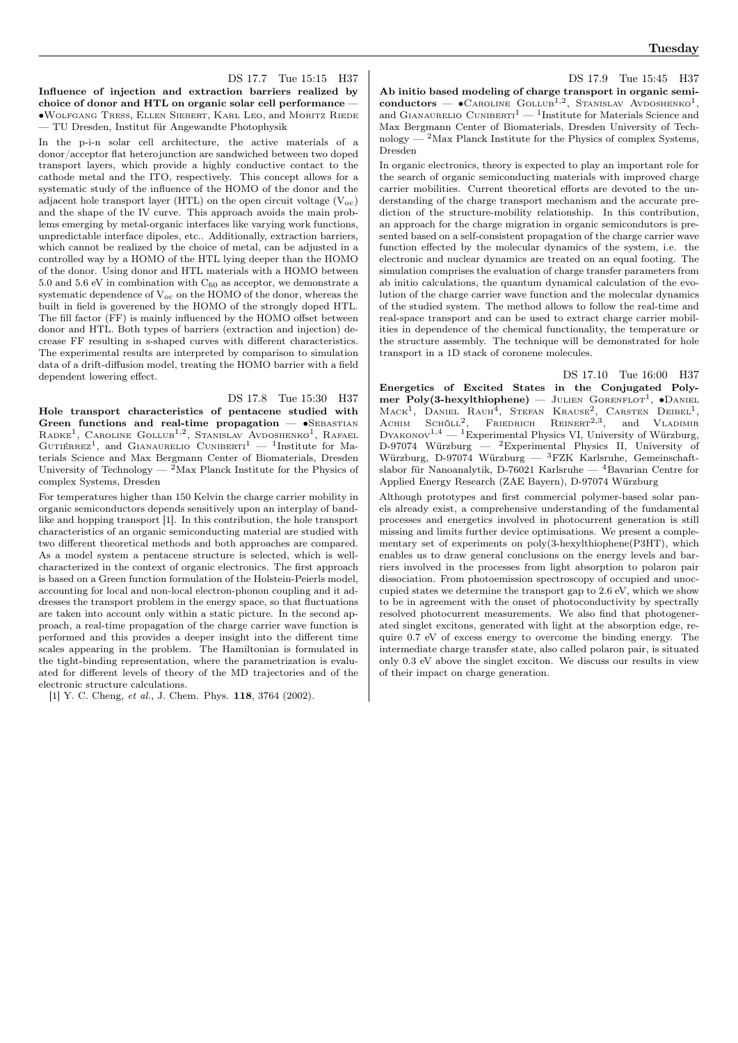DS 17.7 Tue 15:15 H37

**Influence of injection and extraction barriers realized by choice of donor and HTL on organic solar cell performance** — •Wolfgang Tress, Ellen Siebert, Karl Leo, and Moritz Riede — TU Dresden, Institut für Angewandte Photophysik

In the p-i-n solar cell architecture, the active materials of a donor/acceptor flat heterojunction are sandwiched between two doped transport layers, which provide a highly conductive contact to the cathode metal and the ITO, respectively. This concept allows for a systematic study of the influence of the HOMO of the donor and the adjacent hole transport layer (HTL) on the open circuit voltage ($V_{oc}$) and the shape of the IV curve. This approach avoids the main problems emerging by metal-organic interfaces like varying work functions, unpredictable interface dipoles, etc.. Additionally, extraction barriers, which cannot be realized by the choice of metal, can be adjusted in a controlled way by a HOMO of the HTL lying deeper than the HOMO of the donor. Using donor and HTL materials with a HOMO between 5.0 and 5.6 eV in combination with $C_{60}$ as acceptor, we demonstrate a systematic dependence of $V_{oc}$ on the HOMO of the donor, whereas the built in field is goverened by the HOMO of the strongly doped HTL. The fill factor (FF) is mainly influenced by the HOMO offset between donor and HTL. Both types of barriers (extraction and injection) decrease FF resulting in s-shaped curves with different characteristics. The experimental results are interpreted by comparison to simulation data of a drift-diffusion model, treating the HOMO barrier with a field dependent lowering effect.

DS 17.8 Tue 15:30 H37

**Hole transport characteristics of pentacene studied with Green functions and real-time propagation** — •Sebastian Radke[1], Caroline Gollub[1,2], Stanislav Avdoshenko[1], Rafael Gutiérrez[1], and Gianaurelio Cuniberti[1] — [1]Institute for Materials Science and Max Bergmann Center of Biomaterials, Dresden University of Technology — [2]Max Planck Institute for the Physics of complex Systems, Dresden

For temperatures higher than 150 Kelvin the charge carrier mobility in organic semiconductors depends sensitively upon an interplay of band-like and hopping transport [1]. In this contribution, the hole transport characteristics of an organic semiconducting material are studied with two different theoretical methods and both approaches are compared. As a model system a pentacene structure is selected, which is well-characterized in the context of organic electronics. The first approach is based on a Green function formulation of the Holstein-Peierls model, accounting for local and non-local electron-phonon coupling and it addresses the transport problem in the energy space, so that fluctuations are taken into account only within a static picture. In the second approach, a real-time propagation of the charge carrier wave function is performed and this provides a deeper insight into the different time scales appearing in the problem. The Hamiltonian is formulated in the tight-binding representation, where the parametrization is evaluated for different levels of theory of the MD trajectories and of the electronic structure calculations.

[1] Y. C. Cheng, *et al.*, J. Chem. Phys. **118**, 3764 (2002).

DS 17.9 Tue 15:45 H37

**Ab initio based modeling of charge transport in organic semiconductors** — •Caroline Gollub[1,2], Stanislav Avdoshenko[1], and Gianaurelio Cuniberti[1] — [1]Institute for Materials Science and Max Bergmann Center of Biomaterials, Dresden University of Technology — [2]Max Planck Institute for the Physics of complex Systems, Dresden

In organic electronics, theory is expected to play an important role for the search of organic semiconducting materials with improved charge carrier mobilities. Current theoretical efforts are devoted to the understanding of the charge transport mechanism and the accurate prediction of the structure-mobility relationship. In this contribution, an approach for the charge migration in organic semicondutors is presented based on a self-consistent propagation of the charge carrier wave function effected by the molecular dynamics of the system, i.e. the electronic and nuclear dynamics are treated on an equal footing. The simulation comprises the evaluation of charge transfer parameters from ab initio calculations, the quantum dynamical calculation of the evolution of the charge carrier wave function and the molecular dynamics of the studied system. The method allows to follow the real-time and real-space transport and can be used to extract charge carrier mobilities in dependence of the chemical functionality, the temperature or the structure assembly. The technique will be demonstrated for hole transport in a 1D stack of coronene molecules.

DS 17.10 Tue 16:00 H37

**Energetics of Excited States in the Conjugated Polymer Poly(3-hexylthiophene)** — Julien Gorenflot[1], •Daniel Mack[1], Daniel Rauh[4], Stefan Krause[2], Carsten Deibel[1], Achim Schöll[2], Friedrich Reinert[2,3], and Vladimir Dyakonov[1,4] — [1]Experimental Physics VI, University of Würzburg, D-97074 Würzburg — [2]Experimental Physics II, University of Würzburg, D-97074 Würzburg — [3]FZK Karlsruhe, Gemeinschaftslabor für Nanoanalytik, D-76021 Karlsruhe — [4]Bavarian Centre for Applied Energy Research (ZAE Bayern), D-97074 Würzburg

Although prototypes and first commercial polymer-based solar panels already exist, a comprehensive understanding of the fundamental processes and energetics involved in photocurrent generation is still missing and limits further device optimisations. We present a complementary set of experiments on poly(3-hexylthiophene(P3HT), which enables us to draw general conclusions on the energy levels and barriers involved in the processes from light absorption to polaron pair dissociation. From photoemission spectroscopy of occupied and unoccupied states we determine the transport gap to 2.6 eV, which we show to be in agreement with the onset of photoconductivity by spectrally resolved photocurrent measurements. We also find that photogenerated singlet excitons, generated with light at the absorption edge, require 0.7 eV of excess energy to overcome the binding energy. The intermediate charge transfer state, also called polaron pair, is situated only 0.3 eV above the singlet exciton. We discuss our results in view of their impact on charge generation.